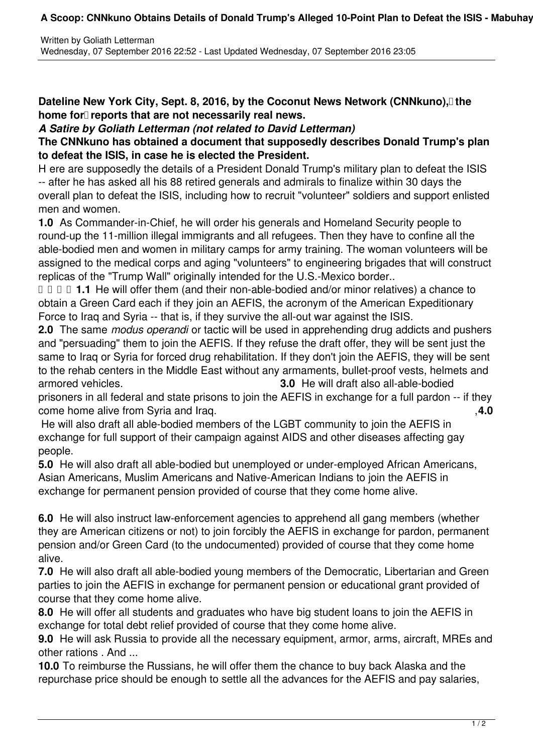Written by Goliath Letterman
Wednesday, 07 September 2016 22:52 - Last Updated Wednesday, 07 September 2016 23:05

**Dateline New York City, Sept. 8, 2016, by the Coconut News Network (CNNkuno), the home for reports that are not necessarily real news.**

***A Satire by Goliath Letterman (not related to David Letterman)***

**The CNNkuno has obtained a document that supposedly describes Donald Trump's plan to defeat the ISIS, in case he is elected the President.**

H ere are supposedly the details of a President Donald Trump's military plan to defeat the ISIS -- after he has asked all his 88 retired generals and admirals to finalize within 30 days the overall plan to defeat the ISIS, including how to recruit "volunteer" soldiers and support enlisted men and women.

**1.0** As Commander-in-Chief, he will order his generals and Homeland Security people to round-up the 11-million illegal immigrants and all refugees. Then they have to confine all the able-bodied men and women in military camps for army training. The woman volunteers will be assigned to the medical corps and aging "volunteers" to engineering brigades that will construct replicas of the "Trump Wall" originally intended for the U.S.-Mexico border..

**1.1** He will offer them (and their non-able-bodied and/or minor relatives) a chance to obtain a Green Card each if they join an AEFIS, the acronym of the American Expeditionary Force to Iraq and Syria -- that is, if they survive the all-out war against the ISIS.

**2.0** The same *modus operandi* or tactic will be used in apprehending drug addicts and pushers and "persuading" them to join the AEFIS. If they refuse the draft offer, they will be sent just the same to Iraq or Syria for forced drug rehabilitation. If they don't join the AEFIS, they will be sent to the rehab centers in the Middle East without any armaments, bullet-proof vests, helmets and armored vehicles.

**3.0** He will draft also all-able-bodied prisoners in all federal and state prisons to join the AEFIS in exchange for a full pardon -- if they come home alive from Syria and Iraq.

**4.0** He will also draft all able-bodied members of the LGBT community to join the AEFIS in exchange for full support of their campaign against AIDS and other diseases affecting gay people.

**5.0** He will also draft all able-bodied but unemployed or under-employed African Americans, Asian Americans, Muslim Americans and Native-American Indians to join the AEFIS in exchange for permanent pension provided of course that they come home alive.

**6.0** He will also instruct law-enforcement agencies to apprehend all gang members (whether they are American citizens or not) to join forcibly the AEFIS in exchange for pardon, permanent pension and/or Green Card (to the undocumented) provided of course that they come home alive.

**7.0** He will also draft all able-bodied young members of the Democratic, Libertarian and Green parties to join the AEFIS in exchange for permanent pension or educational grant provided of course that they come home alive.

**8.0** He will offer all students and graduates who have big student loans to join the AEFIS in exchange for total debt relief provided of course that they come home alive.

**9.0** He will ask Russia to provide all the necessary equipment, armor, arms, aircraft, MREs and other rations . And ...

**10.0** To reimburse the Russians, he will offer them the chance to buy back Alaska and the repurchase price should be enough to settle all the advances for the AEFIS and pay salaries,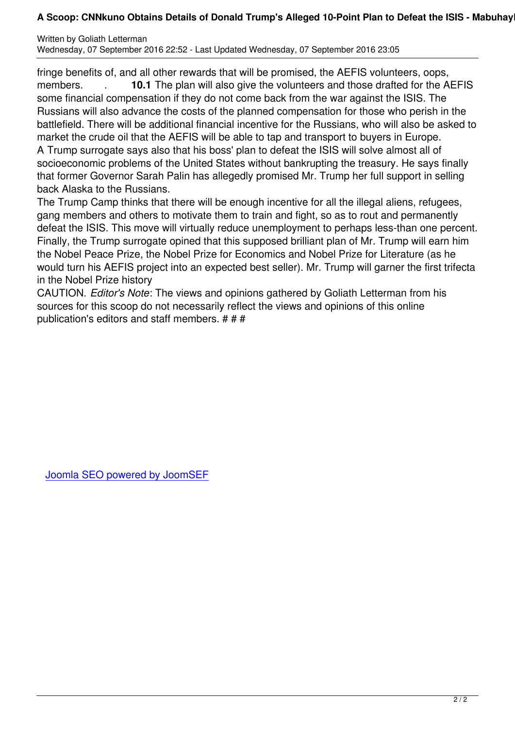fringe benefits of, and all other rewards that will be promised, the AEFIS volunteers, oops, members. . **10.1** The plan will also give the volunteers and those drafted for the AEFIS some financial compensation if they do not come back from the war against the ISIS. The Russians will also advance the costs of the planned compensation for those who perish in the battlefield. There will be additional financial incentive for the Russians, who will also be asked to market the crude oil that the AEFIS will be able to tap and transport to buyers in Europe.

A Trump surrogate says also that his boss' plan to defeat the ISIS will solve almost all of socioeconomic problems of the United States without bankrupting the treasury. He says finally that former Governor Sarah Palin has allegedly promised Mr. Trump her full support in selling back Alaska to the Russians.

The Trump Camp thinks that there will be enough incentive for all the illegal aliens, refugees, gang members and others to motivate them to train and fight, so as to rout and permanently defeat the ISIS. This move will virtually reduce unemployment to perhaps less-than one percent. Finally, the Trump surrogate opined that this supposed brilliant plan of Mr. Trump will earn him the Nobel Peace Prize, the Nobel Prize for Economics and Nobel Prize for Literature (as he would turn his AEFIS project into an expected best seller). Mr. Trump will garner the first trifecta in the Nobel Prize history

CAUTION. *Editor's Note*: The views and opinions gathered by Goliath Letterman from his sources for this scoop do not necessarily reflect the views and opinions of this online publication's editors and staff members. # # #

Joomla SEO powered by JoomSEF